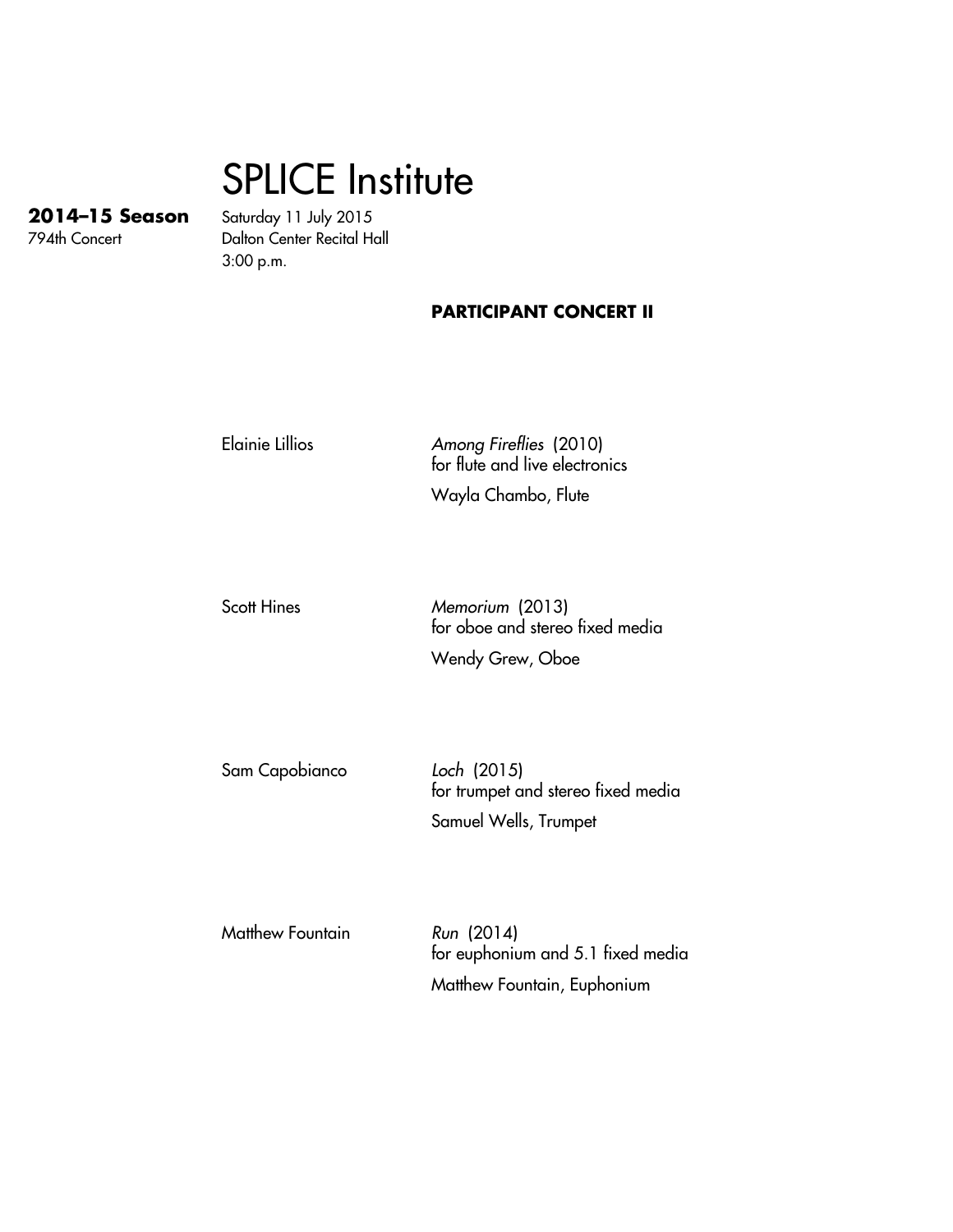# SPLICE Institute

**2014–15 Season**
794th Concert

Saturday 11 July 2015
Dalton Center Recital Hall
3:00 p.m.

**PARTICIPANT CONCERT II**

Elainie Lillios — *Among Fireflies* (2010)
for flute and live electronics
Wayla Chambo, Flute

Scott Hines — *Memorium* (2013)
for oboe and stereo fixed media
Wendy Grew, Oboe

Sam Capobianco — *Loch* (2015)
for trumpet and stereo fixed media
Samuel Wells, Trumpet

Matthew Fountain — *Run* (2014)
for euphonium and 5.1 fixed media
Matthew Fountain, Euphonium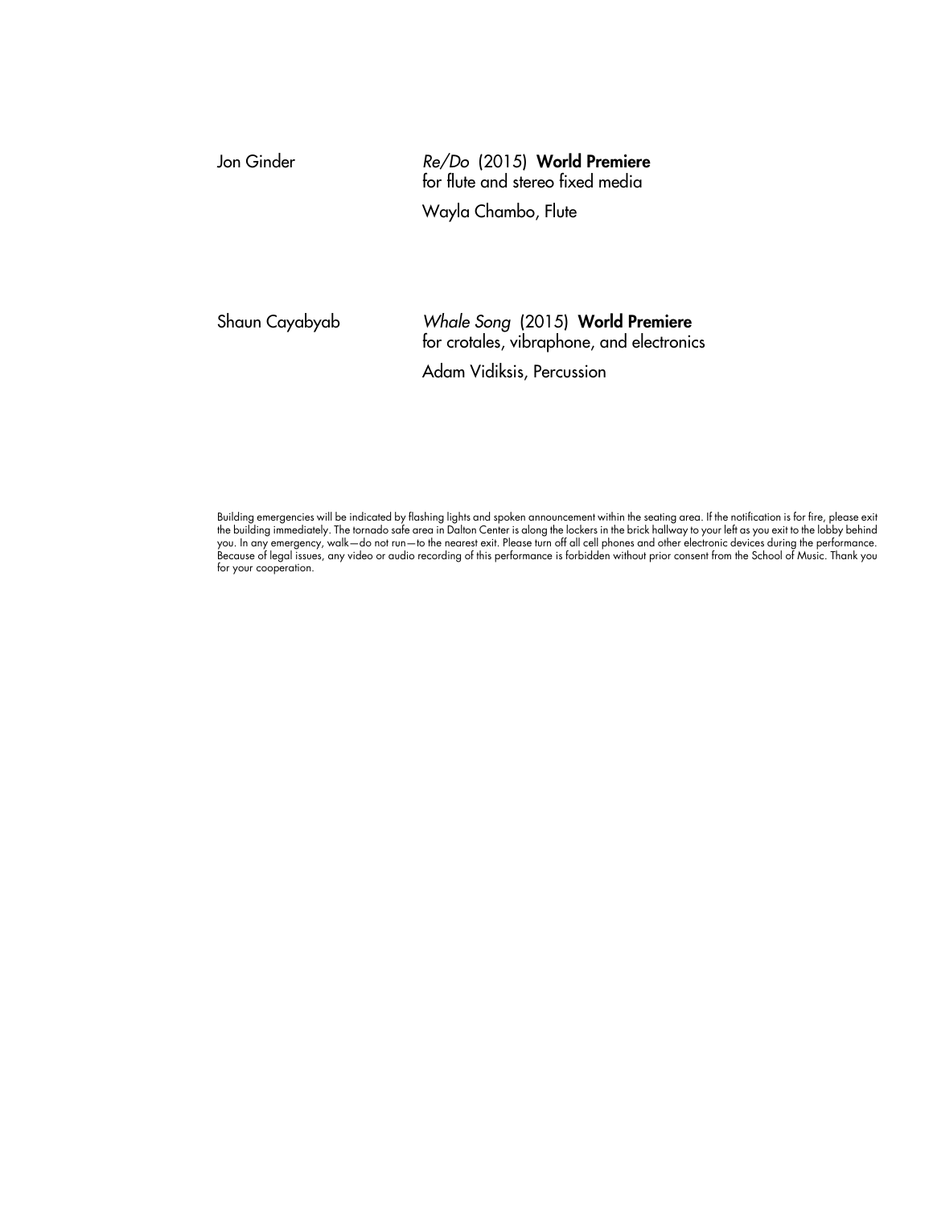Jon Ginder

*Re/Do* (2015) **World Premiere**
for flute and stereo fixed media

Wayla Chambo, Flute

Shaun Cayabyab

*Whale Song* (2015) **World Premiere**
for crotales, vibraphone, and electronics

Adam Vidiksis, Percussion

Building emergencies will be indicated by flashing lights and spoken announcement within the seating area. If the notification is for fire, please exit the building immediately. The tornado safe area in Dalton Center is along the lockers in the brick hallway to your left as you exit to the lobby behind you. In any emergency, walk—do not run—to the nearest exit. Please turn off all cell phones and other electronic devices during the performance. Because of legal issues, any video or audio recording of this performance is forbidden without prior consent from the School of Music. Thank you for your cooperation.